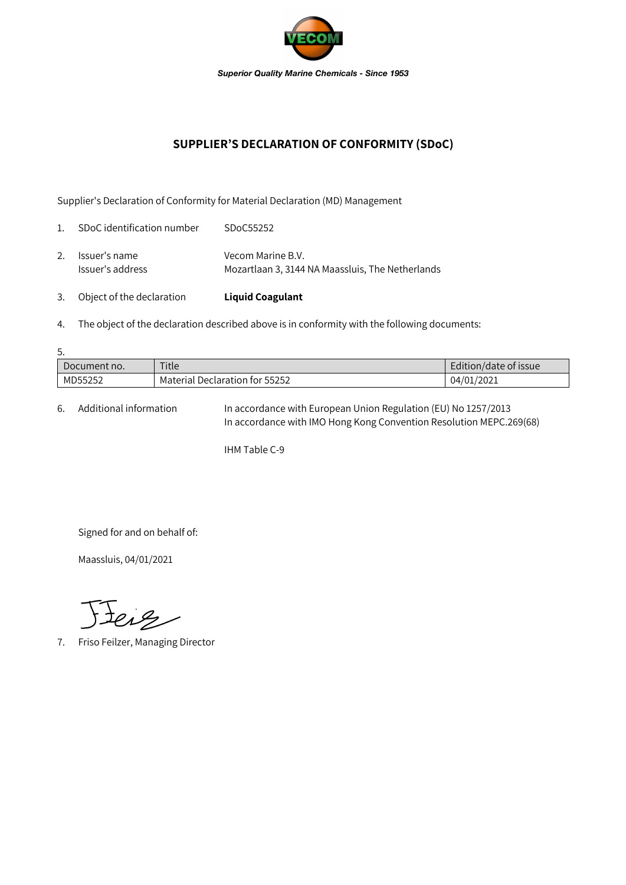*Superior Quality Marine Chemicals - Since 1953*

## SUPPLIER'S DECLARATION OF CONFORMITY (SDoC)

Supplier's Declaration of Conformity for Material Declaration (MD) Management

1. SDoC identification number SDoC55252

2. Issuer's name Vecom Marine B.V.
   Issuer's address Mozartlaan 3, 3144 NA Maassluis, The Netherlands

3. Object of the declaration **Liquid Coagulant**

4. The object of the declaration described above is in conformity with the following documents:

5.

| Document no. | Title | Edition/date of issue |
|---|---|---|
| MD55252 | Material Declaration for 55252 | 04/01/2021 |

6. Additional information In accordance with European Union Regulation (EU) No 1257/2013
   In accordance with IMO Hong Kong Convention Resolution MEPC.269(68)

   IHM Table C-9

Signed for and on behalf of:

Maassluis, 04/01/2021

7. Friso Feilzer, Managing Director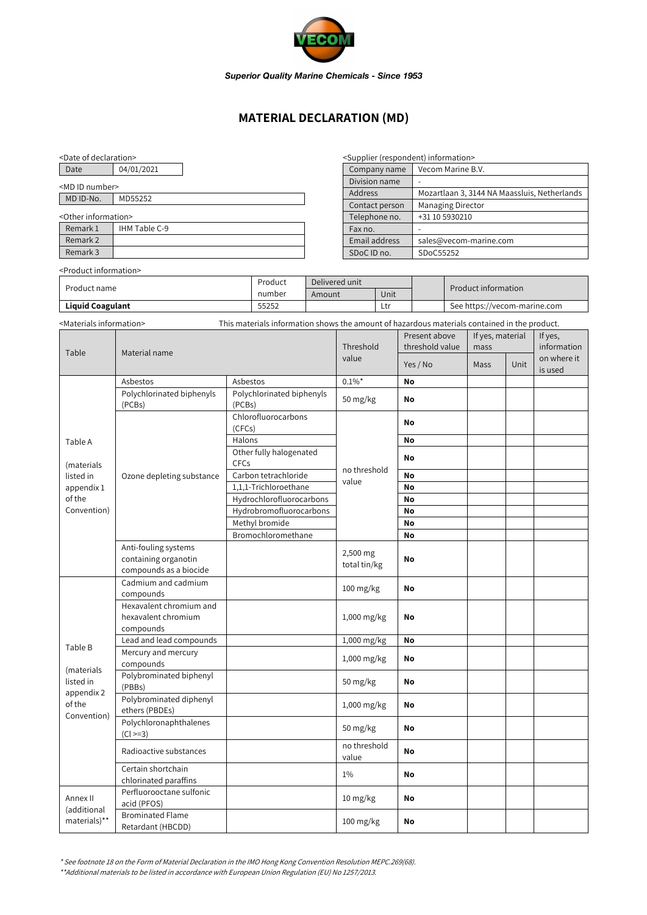**VECOM**

*Superior Quality Marine Chemicals - Since 1953*

# MATERIAL DECLARATION (MD)

<Date of declaration>

| | |
|---|---|
| Date | 04/01/2021 |

<MD ID number>

| | |
|---|---|
| MD ID-No. | MD55252 |

<Other information>

| | |
|---|---|
| Remark 1 | IHM Table C-9 |
| Remark 2 | |
| Remark 3 | |

<Supplier (respondent) information>

| | |
|---|---|
| Company name | Vecom Marine B.V. |
| Division name | - |
| Address | Mozartlaan 3, 3144 NA Maassluis, Netherlands |
| Contact person | Managing Director |
| Telephone no. | +31 10 5930210 |
| Fax no. | - |
| Email address | sales@vecom-marine.com |
| SDoC ID no. | SDoC55252 |

<Product information>

| Product name | Product number | Delivered unit | | | Product information |
|---|---|---|---|---|---|
| | | Amount | Unit | | |
| **Liquid Coagulant** | 55252 | | Ltr | | See https://vecom-marine.com |

<Materials information> This materials information shows the amount of hazardous materials contained in the product.

| Table | Material name | | Threshold value | Present above threshold value | If yes, material mass | | If yes, information on where it is used |
|---|---|---|---|---|---|---|---|
| | | | | Yes / No | Mass | Unit | |
| Table A (materials listed in appendix 1 of the Convention) | Asbestos | Asbestos | 0.1%* | **No** | | | |
| | Polychlorinated biphenyls (PCBs) | Polychlorinated biphenyls (PCBs) | 50 mg/kg | **No** | | | |
| | Ozone depleting substance | Chlorofluorocarbons (CFCs) | no threshold value | **No** | | | |
| | | Halons | | **No** | | | |
| | | Other fully halogenated CFCs | | **No** | | | |
| | | Carbon tetrachloride | | **No** | | | |
| | | 1,1,1-Trichloroethane | | **No** | | | |
| | | Hydrochlorofluorocarbons | | **No** | | | |
| | | Hydrobromofluorocarbons | | **No** | | | |
| | | Methyl bromide | | **No** | | | |
| | | Bromochloromethane | | **No** | | | |
| | Anti-fouling systems containing organotin compounds as a biocide | | 2,500 mg total tin/kg | **No** | | | |
| Table B (materials listed in appendix 2 of the Convention) | Cadmium and cadmium compounds | | 100 mg/kg | **No** | | | |
| | Hexavalent chromium and hexavalent chromium compounds | | 1,000 mg/kg | **No** | | | |
| | Lead and lead compounds | | 1,000 mg/kg | **No** | | | |
| | Mercury and mercury compounds | | 1,000 mg/kg | **No** | | | |
| | Polybrominated biphenyl (PBBs) | | 50 mg/kg | **No** | | | |
| | Polybrominated diphenyl ethers (PBDEs) | | 1,000 mg/kg | **No** | | | |
| | Polychloronaphthalenes (Cl >=3) | | 50 mg/kg | **No** | | | |
| | Radioactive substances | | no threshold value | **No** | | | |
| | Certain shortchain chlorinated paraffins | | 1% | **No** | | | |
| Annex II (additional materials)** | Perfluorooctane sulfonic acid (PFOS) | | 10 mg/kg | **No** | | | |
| | Brominated Flame Retardant (HBCDD) | | 100 mg/kg | **No** | | | |

*\* See footnote 18 on the Form of Material Declaration in the IMO Hong Kong Convention Resolution MEPC.269(68).*

*\*\*Additional materials to be listed in accordance with European Union Regulation (EU) No 1257/2013.*